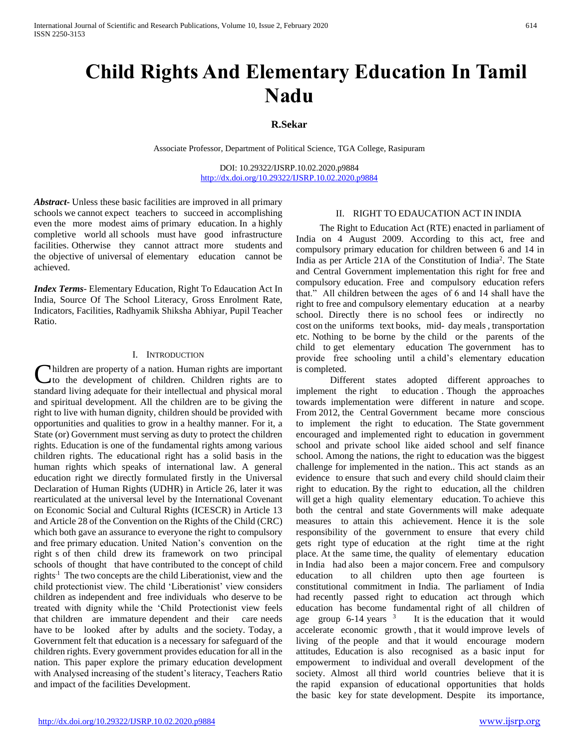# Child Rights And Elementary Education In Tamil Nadu

**R.Sekar**

Associate Professor, Department of Political Science, TGA College, Rasipuram

DOI: 10.29322/IJSRP.10.02.2020.p9884
http://dx.doi.org/10.29322/IJSRP.10.02.2020.p9884

***Abstract***- Unless these basic facilities are improved in all primary schools we cannot expect teachers to succeed in accomplishing even the more modest aims of primary education. In a highly completive world all schools must have good infrastructure facilities. Otherwise they cannot attract more students and the objective of universal of elementary education cannot be achieved.

***Index Terms***- Elementary Education, Right To Edaucation Act In India, Source Of The School Literacy, Gross Enrolment Rate, Indicators, Facilities, Radhyamik Shiksha Abhiyar, Pupil Teacher Ratio.

## I. Introduction

Children are property of a nation. Human rights are important to the development of children. Children rights are to standard living adequate for their intellectual and physical moral and spiritual development. All the children are to be giving the right to live with human dignity, children should be provided with opportunities and qualities to grow in a healthy manner. For it, a State (or) Government must serving as duty to protect the children rights. Education is one of the fundamental rights among various children rights. The educational right has a solid basis in the human rights which speaks of international law. A general education right we directly formulated firstly in the Universal Declaration of Human Rights (UDHR) in Article 26, later it was rearticulated at the universal level by the International Covenant on Economic Social and Cultural Rights (ICESCR) in Article 13 and Article 28 of the Convention on the Rights of the Child (CRC) which both gave an assurance to everyone the right to compulsory and free primary education. United Nation's convention on the right s of then child drew its framework on two principal schools of thought that have contributed to the concept of child rights.[1] The two concepts are the child Liberationist, view and the child protectionist view. The child 'Liberationist' view considers children as independent and free individuals who deserve to be treated with dignity while the 'Child Protectionist view feels that children are immature dependent and their care needs have to be looked after by adults and the society. Today, a Government felt that education is a necessary for safeguard of the children rights. Every government provides education for all in the nation. This paper explore the primary education development with Analysed increasing of the student's literacy, Teachers Ratio and impact of the facilities Development.

## II. Right To Edaucation Act In India

The Right to Education Act (RTE) enacted in parliament of India on 4 August 2009. According to this act, free and compulsory primary education for children between 6 and 14 in India as per Article 21A of the Constitution of India[2]. The State and Central Government implementation this right for free and compulsory education. Free and compulsory education refers that." All children between the ages of 6 and 14 shall have the right to free and compulsory elementary education at a nearby school. Directly there is no school fees or indirectly no cost on the uniforms text books, mid- day meals , transportation etc. Nothing to be borne by the child or the parents of the child to get elementary education The government has to provide free schooling until a child's elementary education is completed.

Different states adopted different approaches to implement the right to education . Though the approaches towards implementation were different in nature and scope. From 2012, the Central Government became more conscious to implement the right to education. The State government encouraged and implemented right to education in government school and private school like aided school and self finance school. Among the nations, the right to education was the biggest challenge for implemented in the nation.. This act stands as an evidence to ensure that such and every child should claim their right to education. By the right to education, all the children will get a high quality elementary education. To achieve this both the central and state Governments will make adequate measures to attain this achievement. Hence it is the sole responsibility of the government to ensure that every child gets right type of education at the right time at the right place. At the same time, the quality of elementary education in India had also been a major concern. Free and compulsory education to all children upto then age fourteen is constitutional commitment in India. The parliament of India had recently passed right to education act through which education has become fundamental right of all children of age group 6-14 years [3] It is the education that it would accelerate economic growth , that it would improve levels of living of the people and that it would encourage modern attitudes, Education is also recognised as a basic input for empowerment to individual and overall development of the society. Almost all third world countries believe that it is the rapid expansion of educational opportunities that holds the basic key for state development. Despite its importance,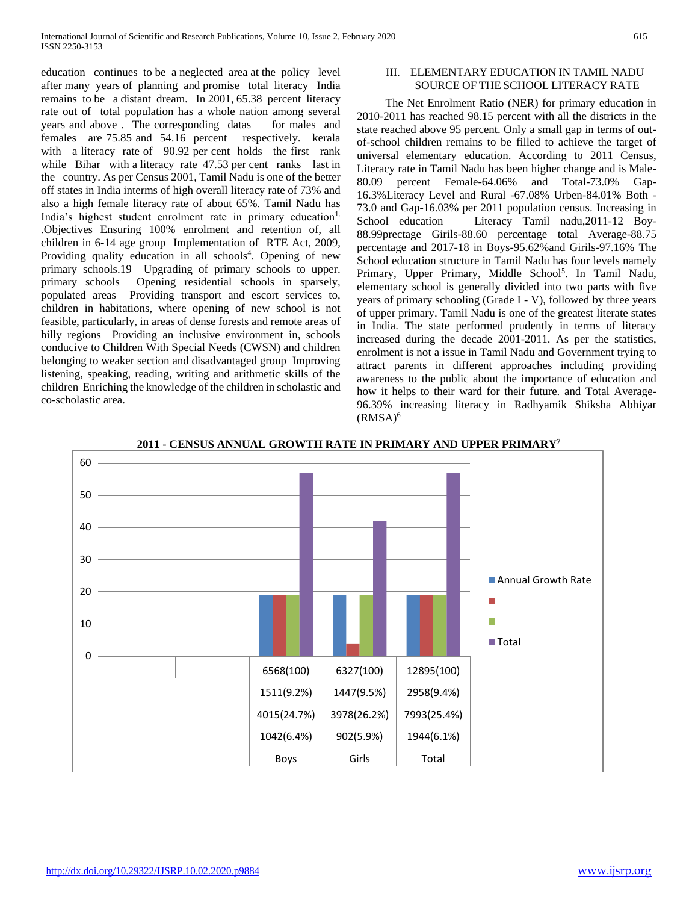education continues to be a neglected area at the policy level after many years of planning and promise total literacy India remains to be a distant dream. In 2001, 65.38 percent literacy rate out of total population has a whole nation among several years and above . The corresponding datas for males and females are 75.85 and 54.16 percent respectively. kerala with a literacy rate of 90.92 per cent holds the first rank while Bihar with a literacy rate 47.53 per cent ranks last in the country. As per Census 2001, Tamil Nadu is one of the better off states in India interms of high overall literacy rate of 73% and also a high female literacy rate of about 65%. Tamil Nadu has India's highest student enrolment rate in primary education[1.] .Objectives Ensuring 100% enrolment and retention of, all children in 6-14 age group Implementation of RTE Act, 2009, Providing quality education in all schools[4]. Opening of new primary schools.19 Upgrading of primary schools to upper. primary schools Opening residential schools in sparsely, populated areas Providing transport and escort services to, children in habitations, where opening of new school is not feasible, particularly, in areas of dense forests and remote areas of hilly regions Providing an inclusive environment in, schools conducive to Children With Special Needs (CWSN) and children belonging to weaker section and disadvantaged group Improving listening, speaking, reading, writing and arithmetic skills of the children Enriching the knowledge of the children in scholastic and co-scholastic area.

## III. ELEMENTARY EDUCATION IN TAMIL NADU SOURCE OF THE SCHOOL LITERACY RATE

The Net Enrolment Ratio (NER) for primary education in 2010-2011 has reached 98.15 percent with all the districts in the state reached above 95 percent. Only a small gap in terms of out-of-school children remains to be filled to achieve the target of universal elementary education. According to 2011 Census, Literacy rate in Tamil Nadu has been higher change and is Male-80.09 percent Female-64.06% and Total-73.0% Gap-16.3%Literacy Level and Rural -67.08% Urben-84.01% Both -73.0 and Gap-16.03% per 2011 population census. Increasing in School education Literacy Tamil nadu,2011-12 Boy-88.99prectage Girils-88.60 percentage total Average-88.75 percentage and 2017-18 in Boys-95.62%and Girils-97.16% The School education structure in Tamil Nadu has four levels namely Primary, Upper Primary, Middle School[5]. In Tamil Nadu, elementary school is generally divided into two parts with five years of primary schooling (Grade I - V), followed by three years of upper primary. Tamil Nadu is one of the greatest literate states in India. The state performed prudently in terms of literacy increased during the decade 2001-2011. As per the statistics, enrolment is not a issue in Tamil Nadu and Government trying to attract parents in different approaches including providing awareness to the public about the importance of education and how it helps to their ward for their future. and Total Average-96.39% increasing literacy in Radhyamik Shiksha Abhiyar (RMSA)[6]

**2011 - CENSUS ANNUAL GROWTH RATE IN PRIMARY AND UPPER PRIMARY[7]**

| | | Boys | Girls | Total |
|---|---|---|---|---|
| Annual Growth Rate | | 6568(100) | 6327(100) | 12895(100) |
| | | 1511(9.2%) | 1447(9.5%) | 2958(9.4%) |
| | | 4015(24.7%) | 3978(26.2%) | 7993(25.4%) |
| Total | | 1042(6.4%) | 902(5.9%) | 1944(6.1%) |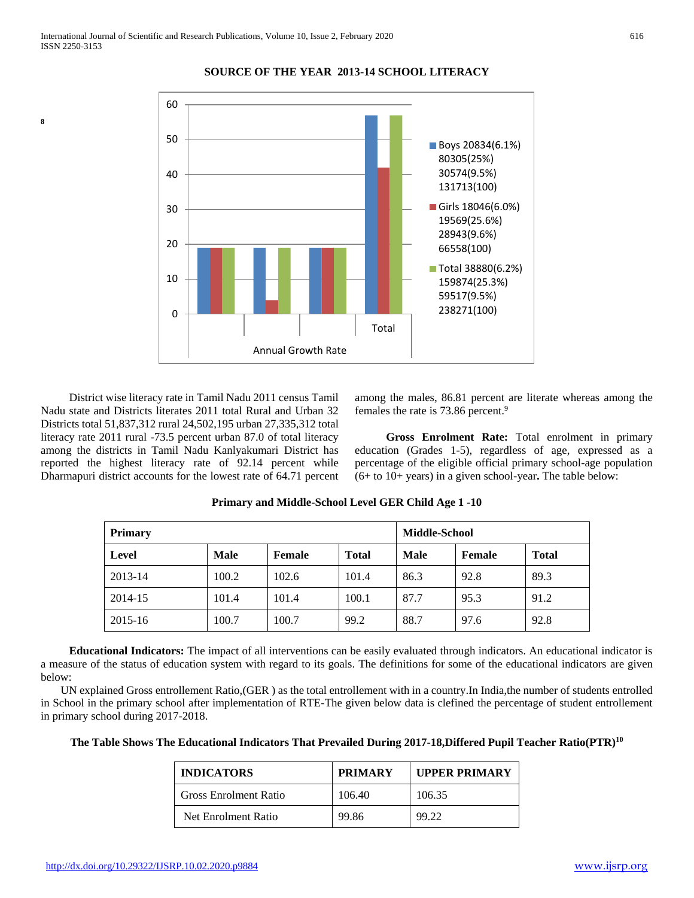**SOURCE OF THE YEAR 2013-14 SCHOOL LITERACY**

8

District wise literacy rate in Tamil Nadu 2011 census Tamil Nadu state and Districts literates 2011 total Rural and Urban 32 Districts total 51,837,312 rural 24,502,195 urban 27,335,312 total literacy rate 2011 rural -73.5 percent urban 87.0 of total literacy among the districts in Tamil Nadu Kanlyakumari District has reported the highest literacy rate of 92.14 percent while Dharmapuri district accounts for the lowest rate of 64.71 percent among the males, 86.81 percent are literate whereas among the females the rate is 73.86 percent.[9]

**Gross Enrolment Rate:** Total enrolment in primary education (Grades 1-5), regardless of age, expressed as a percentage of the eligible official primary school-age population (6+ to 10+ years) in a given school-year**.** The table below:

**Primary and Middle-School Level GER Child Age 1 -10**

| Primary | | | | Middle-School | | |
|---|---|---|---|---|---|---|
| **Level** | **Male** | **Female** | **Total** | **Male** | **Female** | **Total** |
| 2013-14 | 100.2 | 102.6 | 101.4 | 86.3 | 92.8 | 89.3 |
| 2014-15 | 101.4 | 101.4 | 100.1 | 87.7 | 95.3 | 91.2 |
| 2015-16 | 100.7 | 100.7 | 99.2 | 88.7 | 97.6 | 92.8 |

**Educational Indicators:** The impact of all interventions can be easily evaluated through indicators. An educational indicator is a measure of the status of education system with regard to its goals. The definitions for some of the educational indicators are given below:

UN explained Gross entrollement Ratio,(GER ) as the total entrollement with in a country.In India,the number of students entrolled in School in the primary school after implementation of RTE-The given below data is clefined the percentage of student entrollement in primary school during 2017-2018.

**The Table Shows The Educational Indicators That Prevailed During 2017-18,Differed Pupil Teacher Ratio(PTR)[10]**

| INDICATORS | PRIMARY | UPPER PRIMARY |
|---|---|---|
| Gross Enrolment Ratio | 106.40 | 106.35 |
| Net Enrolment Ratio | 99.86 | 99.22 |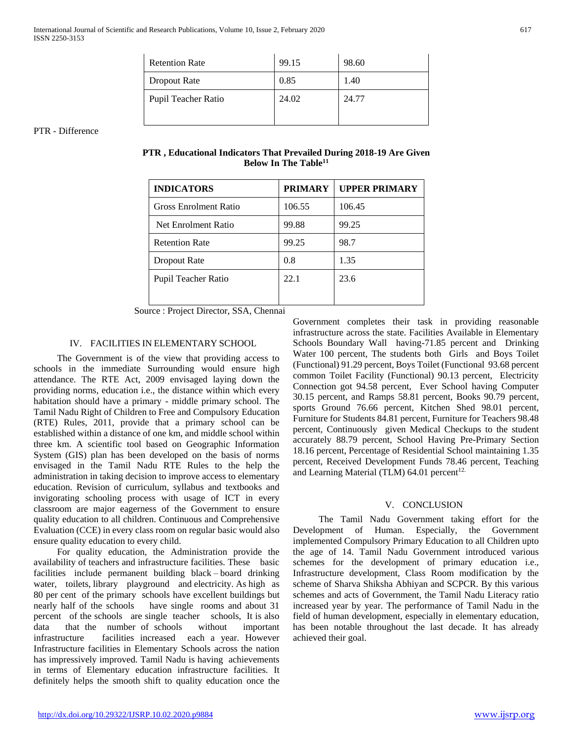| Retention Rate | 99.15 | 98.60 |
|---|---|---|
| Dropout Rate | 0.85 | 1.40 |
| Pupil Teacher Ratio | 24.02 | 24.77 |

PTR - Difference

**PTR , Educational Indicators That Prevailed During 2018-19 Are Given Below In The Table[11]**

| INDICATORS | PRIMARY | UPPER PRIMARY |
|---|---|---|
| Gross Enrolment Ratio | 106.55 | 106.45 |
| Net Enrolment Ratio | 99.88 | 99.25 |
| Retention Rate | 99.25 | 98.7 |
| Dropout Rate | 0.8 | 1.35 |
| Pupil Teacher Ratio | 22.1 | 23.6 |

Source : Project Director, SSA, Chennai

## IV. FACILITIES IN ELEMENTARY SCHOOL

The Government is of the view that providing access to schools in the immediate Surrounding would ensure high attendance. The RTE Act, 2009 envisaged laying down the providing norms, education i.e., the distance within which every habitation should have a primary - middle primary school. The Tamil Nadu Right of Children to Free and Compulsory Education (RTE) Rules, 2011, provide that a primary school can be established within a distance of one km, and middle school within three km. A scientific tool based on Geographic Information System (GIS) plan has been developed on the basis of norms envisaged in the Tamil Nadu RTE Rules to the help the administration in taking decision to improve access to elementary education. Revision of curriculum, syllabus and textbooks and invigorating schooling process with usage of ICT in every classroom are major eagerness of the Government to ensure quality education to all children. Continuous and Comprehensive Evaluation (CCE) in every class room on regular basic would also ensure quality education to every child.

For quality education, the Administration provide the availability of teachers and infrastructure facilities. These basic facilities include permanent building black – board drinking water, toilets, library playground and electricity. As high as 80 per cent of the primary schools have excellent buildings but nearly half of the schools have single rooms and about 31 percent of the schools are single teacher schools, It is also data that the number of schools without important infrastructure facilities increased each a year. However Infrastructure facilities in Elementary Schools across the nation has impressively improved. Tamil Nadu is having achievements in terms of Elementary education infrastructure facilities. It definitely helps the smooth shift to quality education once the Government completes their task in providing reasonable infrastructure across the state. Facilities Available in Elementary Schools Boundary Wall having-71.85 percent and Drinking Water 100 percent, The students both Girls and Boys Toilet (Functional) 91.29 percent, Boys Toilet (Functional 93.68 percent common Toilet Facility (Functional) 90.13 percent, Electricity Connection got 94.58 percent, Ever School having Computer 30.15 percent, and Ramps 58.81 percent, Books 90.79 percent, sports Ground 76.66 percent, Kitchen Shed 98.01 percent, Furniture for Students 84.81 percent, Furniture for Teachers 98.48 percent, Continuously given Medical Checkups to the student accurately 88.79 percent, School Having Pre-Primary Section 18.16 percent, Percentage of Residential School maintaining 1.35 percent, Received Development Funds 78.46 percent, Teaching and Learning Material (TLM) 64.01 percent[12]

## V. CONCLUSION

The Tamil Nadu Government taking effort for the Development of Human. Especially, the Government implemented Compulsory Primary Education to all Children upto the age of 14. Tamil Nadu Government introduced various schemes for the development of primary education i.e., Infrastructure development, Class Room modification by the scheme of Sharva Shiksha Abhiyan and SCPCR. By this various schemes and acts of Government, the Tamil Nadu Literacy ratio increased year by year. The performance of Tamil Nadu in the field of human development, especially in elementary education, has been notable throughout the last decade. It has already achieved their goal.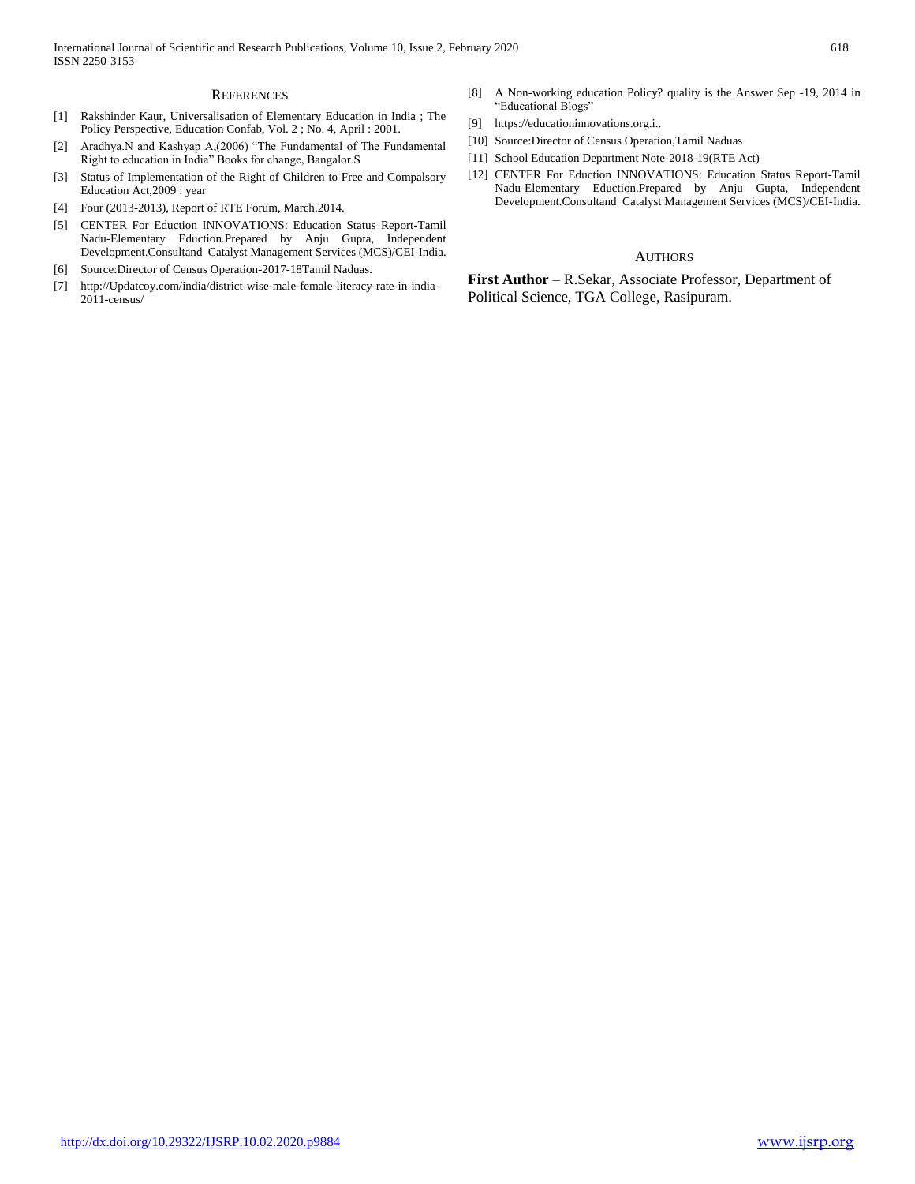## References

[1] Rakshinder Kaur, Universalisation of Elementary Education in India ; The Policy Perspective, Education Confab, Vol. 2 ; No. 4, April : 2001.

[2] Aradhya.N and Kashyap A,(2006) "The Fundamental of The Fundamental Right to education in India" Books for change, Bangalor.S

[3] Status of Implementation of the Right of Children to Free and Compalsory Education Act,2009 : year

[4] Four (2013-2013), Report of RTE Forum, March.2014.

[5] CENTER For Eduction INNOVATIONS: Education Status Report-Tamil Nadu-Elementary Eduction.Prepared by Anju Gupta, Independent Development.Consultand Catalyst Management Services (MCS)/CEI-India.

[6] Source:Director of Census Operation-2017-18Tamil Naduas.

[7] http://Updatcoy.com/india/district-wise-male-female-literacy-rate-in-india-2011-census/

[8] A Non-working education Policy? quality is the Answer Sep -19, 2014 in "Educational Blogs"

[9] https://educationinnovations.org.i..

[10] Source:Director of Census Operation,Tamil Naduas

[11] School Education Department Note-2018-19(RTE Act)

[12] CENTER For Eduction INNOVATIONS: Education Status Report-Tamil Nadu-Elementary Eduction.Prepared by Anju Gupta, Independent Development.Consultand Catalyst Management Services (MCS)/CEI-India.

## Authors

**First Author** – R.Sekar, Associate Professor, Department of Political Science, TGA College, Rasipuram.